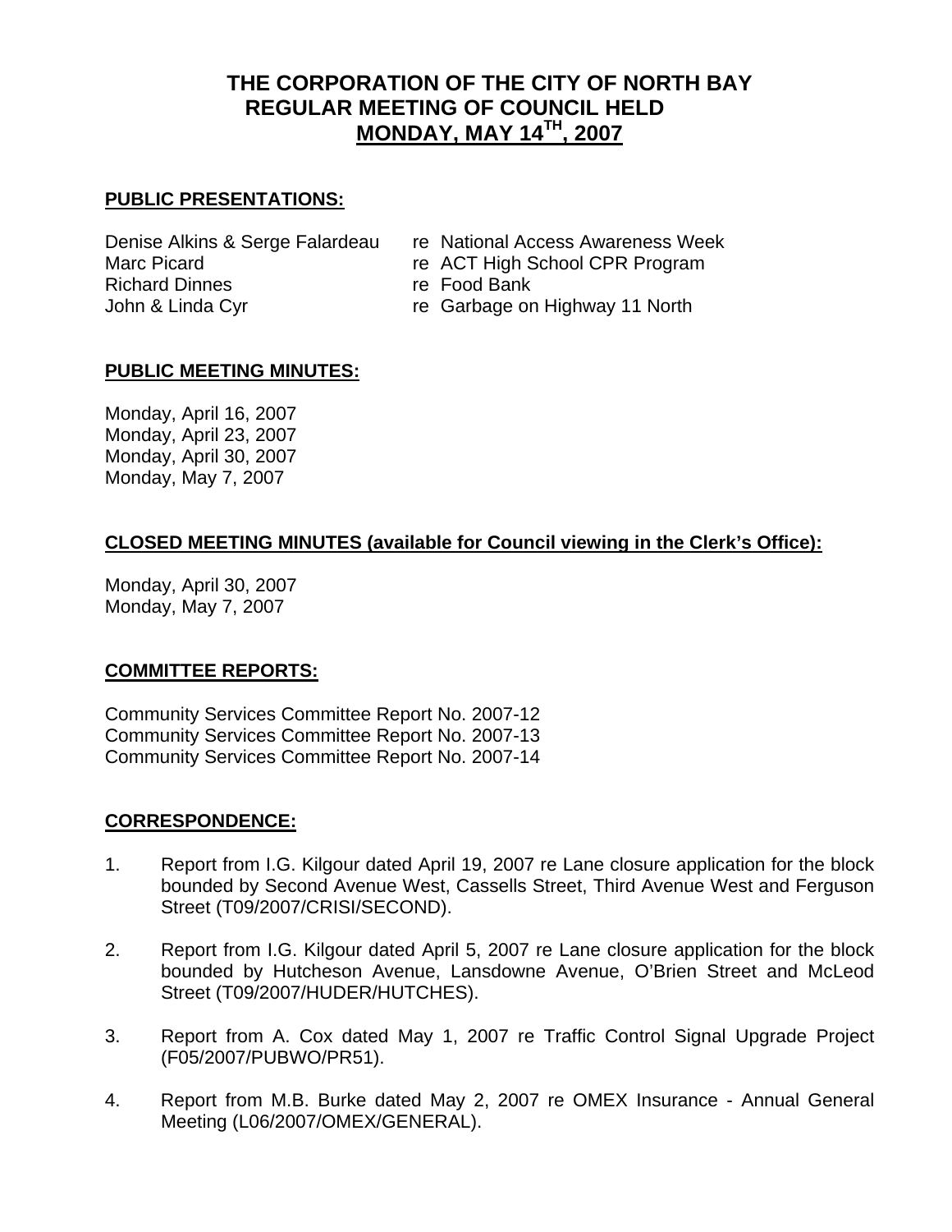# THE CORPORATION OF THE CITY OF NORTH BAY
## REGULAR MEETING OF COUNCIL HELD
## MONDAY, MAY 14TH, 2007

**PUBLIC PRESENTATIONS:**

| | |
|---|---|
| Denise Alkins & Serge Falardeau | re National Access Awareness Week |
| Marc Picard | re ACT High School CPR Program |
| Richard Dinnes | re Food Bank |
| John & Linda Cyr | re Garbage on Highway 11 North |

**PUBLIC MEETING MINUTES:**

Monday, April 16, 2007
Monday, April 23, 2007
Monday, April 30, 2007
Monday, May 7, 2007

**CLOSED MEETING MINUTES (available for Council viewing in the Clerk's Office):**

Monday, April 30, 2007
Monday, May 7, 2007

**COMMITTEE REPORTS:**

Community Services Committee Report No. 2007-12
Community Services Committee Report No. 2007-13
Community Services Committee Report No. 2007-14

**CORRESPONDENCE:**

1. Report from I.G. Kilgour dated April 19, 2007 re Lane closure application for the block bounded by Second Avenue West, Cassells Street, Third Avenue West and Ferguson Street (T09/2007/CRISI/SECOND).

2. Report from I.G. Kilgour dated April 5, 2007 re Lane closure application for the block bounded by Hutcheson Avenue, Lansdowne Avenue, O'Brien Street and McLeod Street (T09/2007/HUDER/HUTCHES).

3. Report from A. Cox dated May 1, 2007 re Traffic Control Signal Upgrade Project (F05/2007/PUBWO/PR51).

4. Report from M.B. Burke dated May 2, 2007 re OMEX Insurance - Annual General Meeting (L06/2007/OMEX/GENERAL).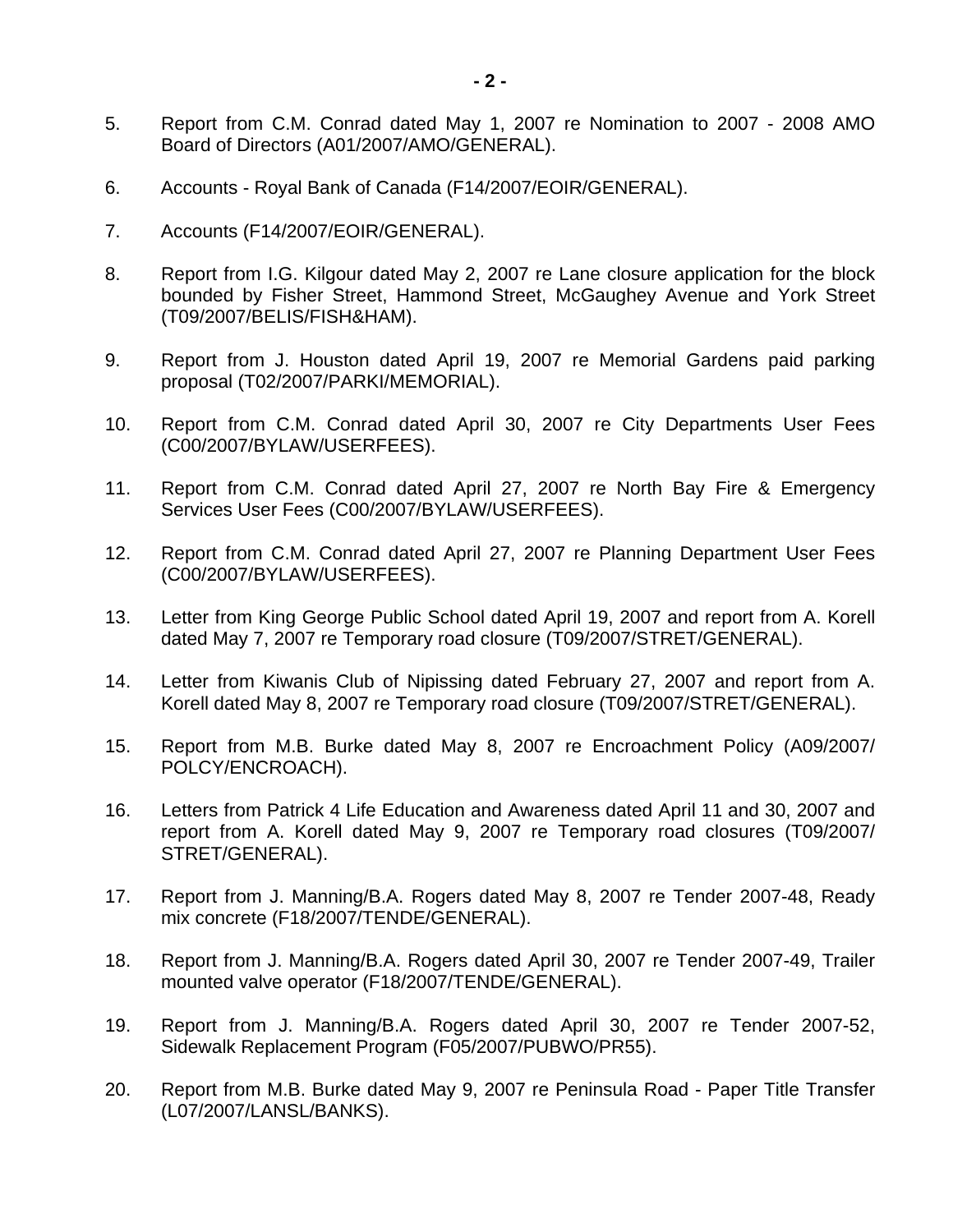5. Report from C.M. Conrad dated May 1, 2007 re Nomination to 2007 - 2008 AMO Board of Directors (A01/2007/AMO/GENERAL).

6. Accounts - Royal Bank of Canada (F14/2007/EOIR/GENERAL).

7. Accounts (F14/2007/EOIR/GENERAL).

8. Report from I.G. Kilgour dated May 2, 2007 re Lane closure application for the block bounded by Fisher Street, Hammond Street, McGaughey Avenue and York Street (T09/2007/BELIS/FISH&HAM).

9. Report from J. Houston dated April 19, 2007 re Memorial Gardens paid parking proposal (T02/2007/PARKI/MEMORIAL).

10. Report from C.M. Conrad dated April 30, 2007 re City Departments User Fees (C00/2007/BYLAW/USERFEES).

11. Report from C.M. Conrad dated April 27, 2007 re North Bay Fire & Emergency Services User Fees (C00/2007/BYLAW/USERFEES).

12. Report from C.M. Conrad dated April 27, 2007 re Planning Department User Fees (C00/2007/BYLAW/USERFEES).

13. Letter from King George Public School dated April 19, 2007 and report from A. Korell dated May 7, 2007 re Temporary road closure (T09/2007/STRET/GENERAL).

14. Letter from Kiwanis Club of Nipissing dated February 27, 2007 and report from A. Korell dated May 8, 2007 re Temporary road closure (T09/2007/STRET/GENERAL).

15. Report from M.B. Burke dated May 8, 2007 re Encroachment Policy (A09/2007/POLCY/ENCROACH).

16. Letters from Patrick 4 Life Education and Awareness dated April 11 and 30, 2007 and report from A. Korell dated May 9, 2007 re Temporary road closures (T09/2007/STRET/GENERAL).

17. Report from J. Manning/B.A. Rogers dated May 8, 2007 re Tender 2007-48, Ready mix concrete (F18/2007/TENDE/GENERAL).

18. Report from J. Manning/B.A. Rogers dated April 30, 2007 re Tender 2007-49, Trailer mounted valve operator (F18/2007/TENDE/GENERAL).

19. Report from J. Manning/B.A. Rogers dated April 30, 2007 re Tender 2007-52, Sidewalk Replacement Program (F05/2007/PUBWO/PR55).

20. Report from M.B. Burke dated May 9, 2007 re Peninsula Road - Paper Title Transfer (L07/2007/LANSL/BANKS).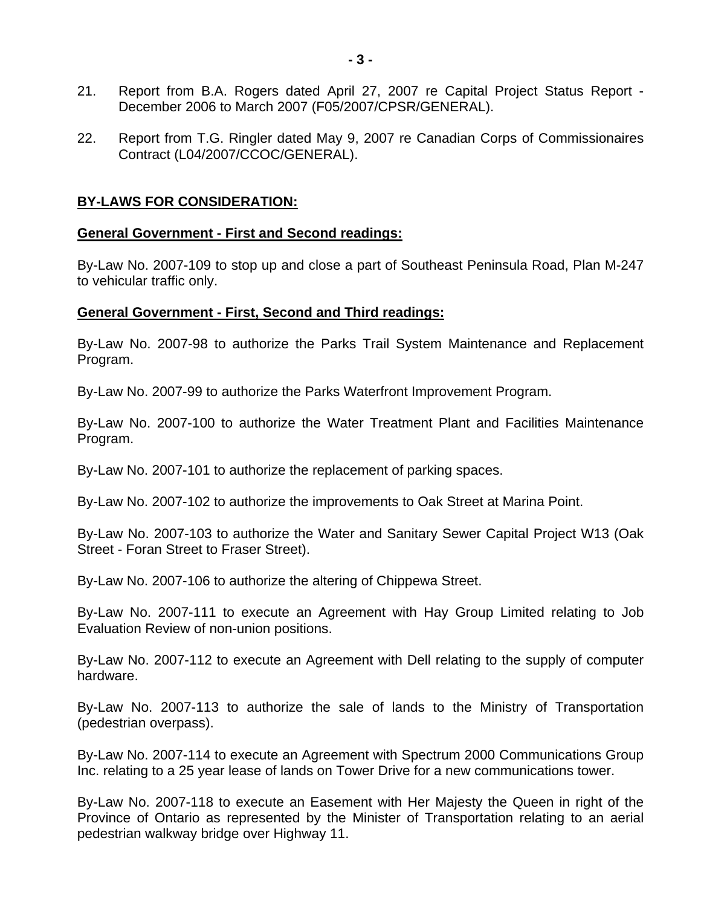21. Report from B.A. Rogers dated April 27, 2007 re Capital Project Status Report - December 2006 to March 2007 (F05/2007/CPSR/GENERAL).

22. Report from T.G. Ringler dated May 9, 2007 re Canadian Corps of Commissionaires Contract (L04/2007/CCOC/GENERAL).

**BY-LAWS FOR CONSIDERATION:**

**General Government - First and Second readings:**

By-Law No. 2007-109 to stop up and close a part of Southeast Peninsula Road, Plan M-247 to vehicular traffic only.

**General Government - First, Second and Third readings:**

By-Law No. 2007-98 to authorize the Parks Trail System Maintenance and Replacement Program.

By-Law No. 2007-99 to authorize the Parks Waterfront Improvement Program.

By-Law No. 2007-100 to authorize the Water Treatment Plant and Facilities Maintenance Program.

By-Law No. 2007-101 to authorize the replacement of parking spaces.

By-Law No. 2007-102 to authorize the improvements to Oak Street at Marina Point.

By-Law No. 2007-103 to authorize the Water and Sanitary Sewer Capital Project W13 (Oak Street - Foran Street to Fraser Street).

By-Law No. 2007-106 to authorize the altering of Chippewa Street.

By-Law No. 2007-111 to execute an Agreement with Hay Group Limited relating to Job Evaluation Review of non-union positions.

By-Law No. 2007-112 to execute an Agreement with Dell relating to the supply of computer hardware.

By-Law No. 2007-113 to authorize the sale of lands to the Ministry of Transportation (pedestrian overpass).

By-Law No. 2007-114 to execute an Agreement with Spectrum 2000 Communications Group Inc. relating to a 25 year lease of lands on Tower Drive for a new communications tower.

By-Law No. 2007-118 to execute an Easement with Her Majesty the Queen in right of the Province of Ontario as represented by the Minister of Transportation relating to an aerial pedestrian walkway bridge over Highway 11.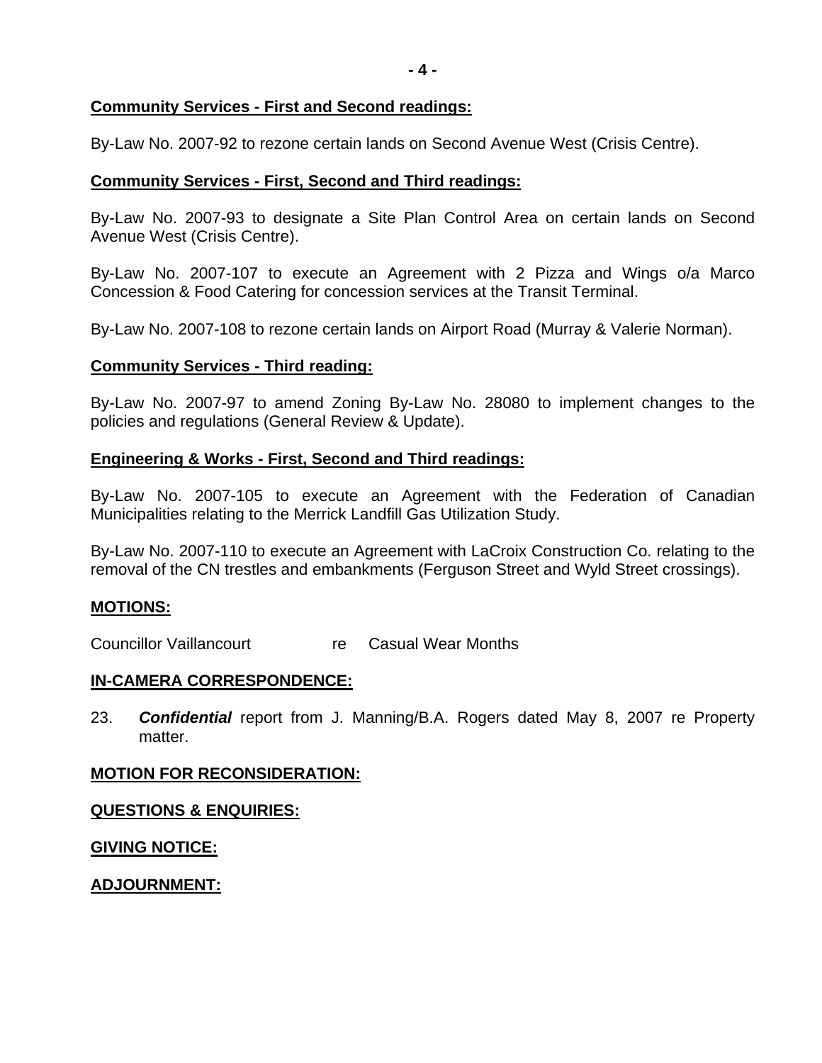**Community Services - First and Second readings:**

By-Law No. 2007-92 to rezone certain lands on Second Avenue West (Crisis Centre).

**Community Services - First, Second and Third readings:**

By-Law No. 2007-93 to designate a Site Plan Control Area on certain lands on Second Avenue West (Crisis Centre).

By-Law No. 2007-107 to execute an Agreement with 2 Pizza and Wings o/a Marco Concession & Food Catering for concession services at the Transit Terminal.

By-Law No. 2007-108 to rezone certain lands on Airport Road (Murray & Valerie Norman).

**Community Services - Third reading:**

By-Law No. 2007-97 to amend Zoning By-Law No. 28080 to implement changes to the policies and regulations (General Review & Update).

**Engineering & Works - First, Second and Third readings:**

By-Law No. 2007-105 to execute an Agreement with the Federation of Canadian Municipalities relating to the Merrick Landfill Gas Utilization Study.

By-Law No. 2007-110 to execute an Agreement with LaCroix Construction Co. relating to the removal of the CN trestles and embankments (Ferguson Street and Wyld Street crossings).

**MOTIONS:**

Councillor Vaillancourt re Casual Wear Months

**IN-CAMERA CORRESPONDENCE:**

23. ***Confidential*** report from J. Manning/B.A. Rogers dated May 8, 2007 re Property matter.

**MOTION FOR RECONSIDERATION:**

**QUESTIONS & ENQUIRIES:**

**GIVING NOTICE:**

**ADJOURNMENT:**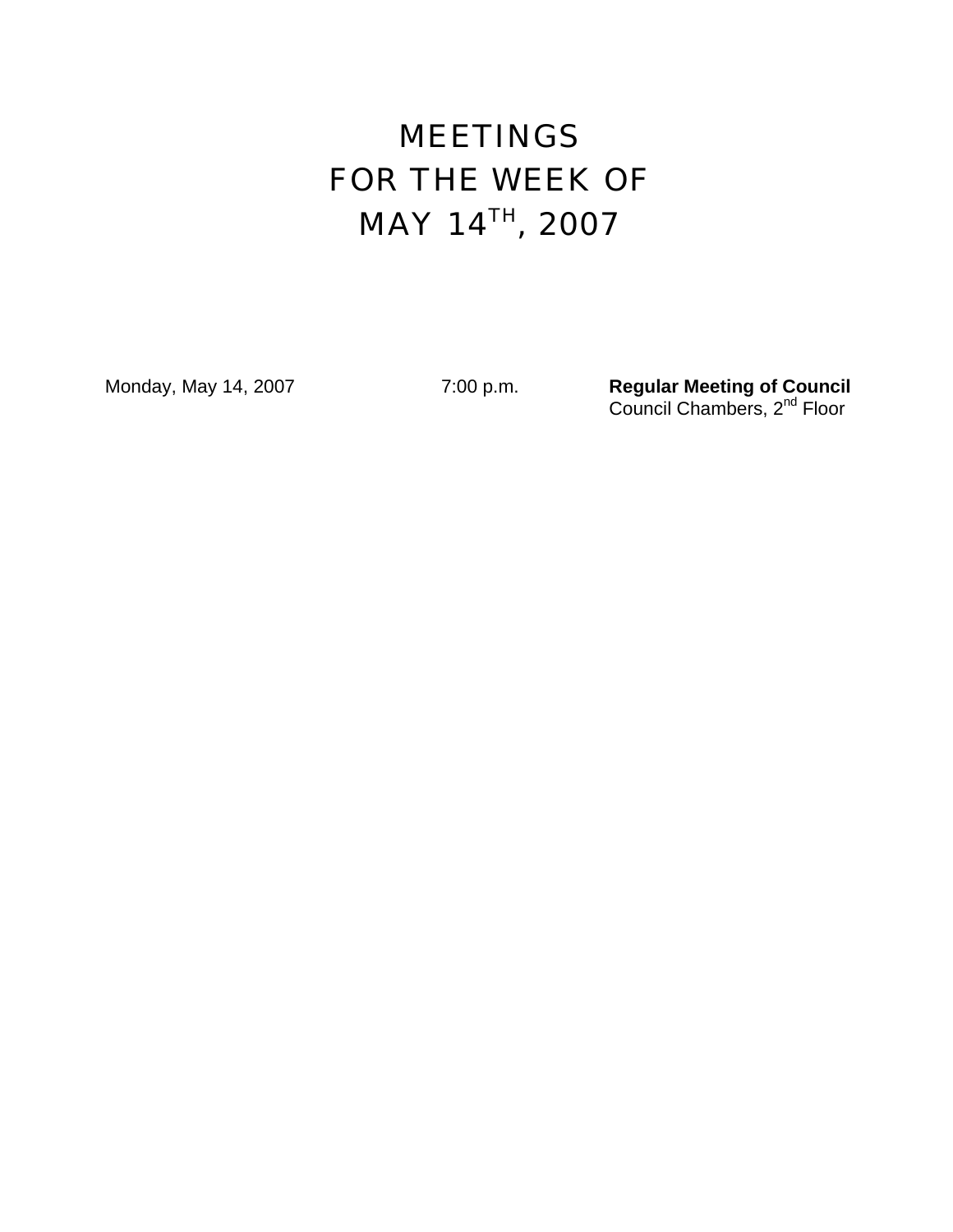# MEETINGS
# FOR THE WEEK OF
# MAY 14TH, 2007

| | | |
|---|---|---|
| Monday, May 14, 2007 | 7:00 p.m. | **Regular Meeting of Council**<br>Council Chambers, 2nd Floor |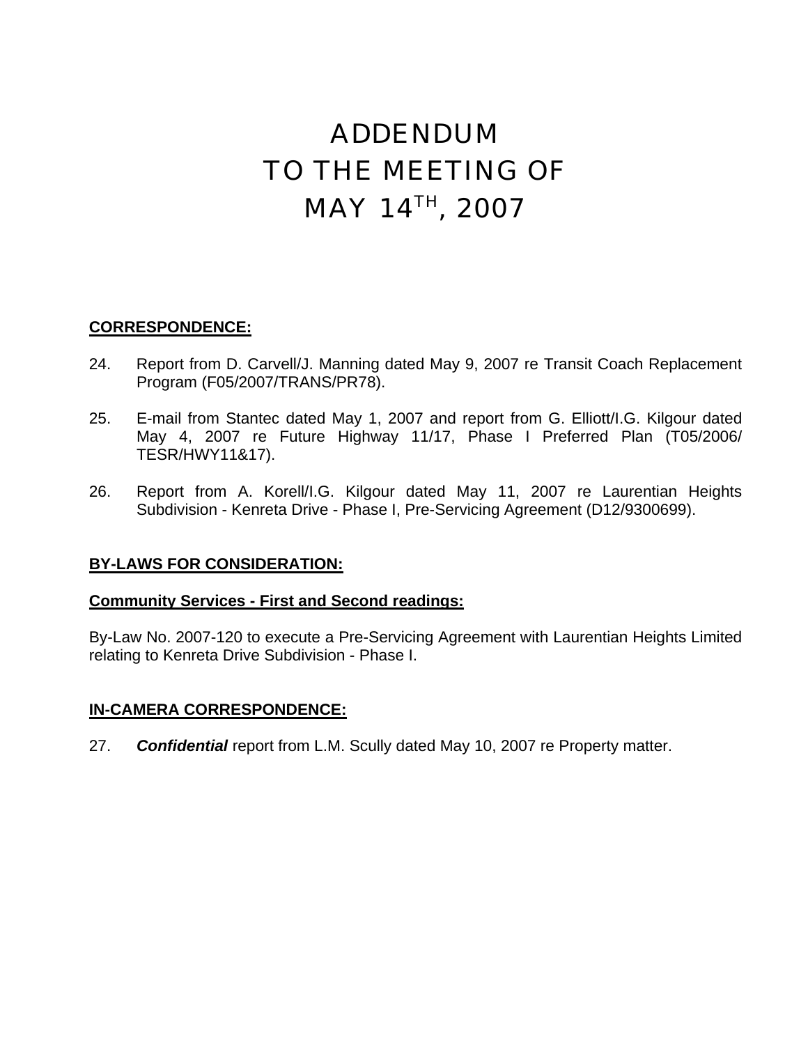# ADDENDUM
# TO THE MEETING OF
# MAY 14TH, 2007

**CORRESPONDENCE:**

24. Report from D. Carvell/J. Manning dated May 9, 2007 re Transit Coach Replacement Program (F05/2007/TRANS/PR78).

25. E-mail from Stantec dated May 1, 2007 and report from G. Elliott/I.G. Kilgour dated May 4, 2007 re Future Highway 11/17, Phase I Preferred Plan (T05/2006/TESR/HWY11&17).

26. Report from A. Korell/I.G. Kilgour dated May 11, 2007 re Laurentian Heights Subdivision - Kenreta Drive - Phase I, Pre-Servicing Agreement (D12/9300699).

**BY-LAWS FOR CONSIDERATION:**

**Community Services - First and Second readings:**

By-Law No. 2007-120 to execute a Pre-Servicing Agreement with Laurentian Heights Limited relating to Kenreta Drive Subdivision - Phase I.

**IN-CAMERA CORRESPONDENCE:**

27. ***Confidential*** report from L.M. Scully dated May 10, 2007 re Property matter.